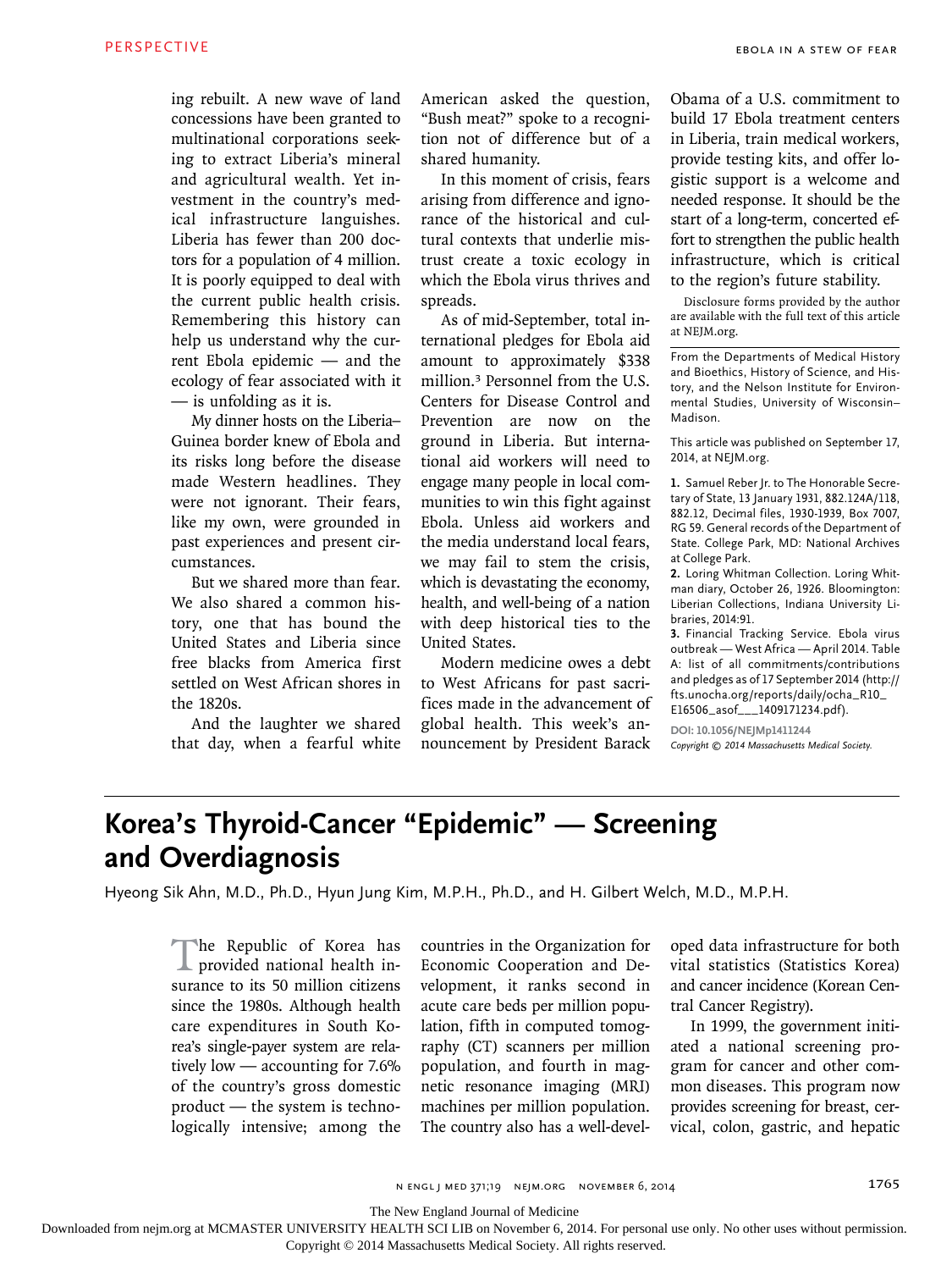ing rebuilt. A new wave of land concessions have been granted to multinational corporations seeking to extract Liberia's mineral and agricultural wealth. Yet investment in the country's medical infrastructure languishes. Liberia has fewer than 200 doctors for a population of 4 million. It is poorly equipped to deal with the current public health crisis. Remembering this history can help us understand why the current Ebola epidemic — and the ecology of fear associated with it — is unfolding as it is.

My dinner hosts on the Liberia–Guinea border knew of Ebola and its risks long before the disease made Western headlines. They were not ignorant. Their fears, like my own, were grounded in past experiences and present circumstances.

But we shared more than fear. We also shared a common history, one that has bound the United States and Liberia since free blacks from America first settled on West African shores in the 1820s.

And the laughter we shared that day, when a fearful white American asked the question, "Bush meat?" spoke to a recognition not of difference but of a shared humanity.

In this moment of crisis, fears arising from difference and ignorance of the historical and cultural contexts that underlie mistrust create a toxic ecology in which the Ebola virus thrives and spreads.

As of mid-September, total international pledges for Ebola aid amount to approximately $338 million.[3] Personnel from the U.S. Centers for Disease Control and Prevention are now on the ground in Liberia. But international aid workers will need to engage many people in local communities to win this fight against Ebola. Unless aid workers and the media understand local fears, we may fail to stem the crisis, which is devastating the economy, health, and well-being of a nation with deep historical ties to the United States.

Modern medicine owes a debt to West Africans for past sacrifices made in the advancement of global health. This week's announcement by President Barack Obama of a U.S. commitment to build 17 Ebola treatment centers in Liberia, train medical workers, provide testing kits, and offer logistic support is a welcome and needed response. It should be the start of a long-term, concerted effort to strengthen the public health infrastructure, which is critical to the region's future stability.

Disclosure forms provided by the author are available with the full text of this article at NEJM.org.

From the Departments of Medical History and Bioethics, History of Science, and History, and the Nelson Institute for Environmental Studies, University of Wisconsin–Madison.

This article was published on September 17, 2014, at NEJM.org.

1. Samuel Reber Jr. to The Honorable Secretary of State, 13 January 1931, 882.124A/118, 882.12, Decimal files, 1930-1939, Box 7007, RG 59. General records of the Department of State. College Park, MD: National Archives at College Park.
2. Loring Whitman Collection. Loring Whitman diary, October 26, 1926. Bloomington: Liberian Collections, Indiana University Libraries, 2014:91.
3. Financial Tracking Service. Ebola virus outbreak — West Africa — April 2014. Table A: list of all commitments/contributions and pledges as of 17 September 2014 (http://fts.unocha.org/reports/daily/ocha_R10_E16506_asof___1409171234.pdf).

DOI: 10.1056/NEJMp1411244
*Copyright © 2014 Massachusetts Medical Society.*

# Korea's Thyroid-Cancer "Epidemic" — Screening and Overdiagnosis

Hyeong Sik Ahn, M.D., Ph.D., Hyun Jung Kim, M.P.H., Ph.D., and H. Gilbert Welch, M.D., M.P.H.

The Republic of Korea has provided national health insurance to its 50 million citizens since the 1980s. Although health care expenditures in South Korea's single-payer system are relatively low — accounting for 7.6% of the country's gross domestic product — the system is technologically intensive; among the countries in the Organization for Economic Cooperation and Development, it ranks second in acute care beds per million population, fifth in computed tomography (CT) scanners per million population, and fourth in magnetic resonance imaging (MRI) machines per million population. The country also has a well-developed data infrastructure for both vital statistics (Statistics Korea) and cancer incidence (Korean Central Cancer Registry).

In 1999, the government initiated a national screening program for cancer and other common diseases. This program now provides screening for breast, cervical, colon, gastric, and hepatic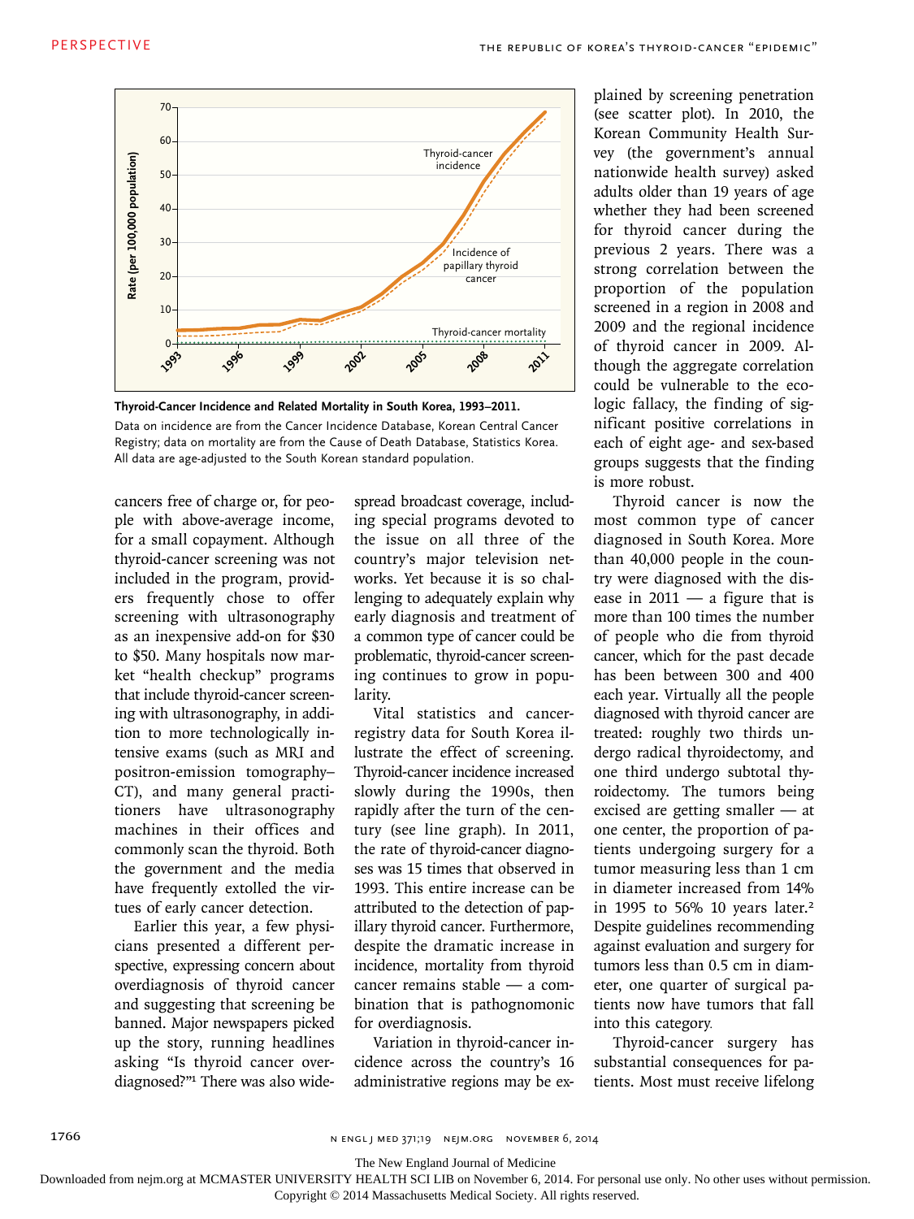**Thyroid-Cancer Incidence and Related Mortality in South Korea, 1993–2011.**

Data on incidence are from the Cancer Incidence Database, Korean Central Cancer Registry; data on mortality are from the Cause of Death Database, Statistics Korea. All data are age-adjusted to the South Korean standard population.

cancers free of charge or, for people with above-average income, for a small copayment. Although thyroid-cancer screening was not included in the program, providers frequently chose to offer screening with ultrasonography as an inexpensive add-on for $30 to $50. Many hospitals now market "health checkup" programs that include thyroid-cancer screening with ultrasonography, in addition to more technologically intensive exams (such as MRI and positron-emission tomography–CT), and many general practitioners have ultrasonography machines in their offices and commonly scan the thyroid. Both the government and the media have frequently extolled the virtues of early cancer detection.

Earlier this year, a few physicians presented a different perspective, expressing concern about overdiagnosis of thyroid cancer and suggesting that screening be banned. Major newspapers picked up the story, running headlines asking "Is thyroid cancer overdiagnosed?"[1] There was also widespread broadcast coverage, including special programs devoted to the issue on all three of the country's major television networks. Yet because it is so challenging to adequately explain why early diagnosis and treatment of a common type of cancer could be problematic, thyroid-cancer screening continues to grow in popularity.

Vital statistics and cancer-registry data for South Korea illustrate the effect of screening. Thyroid-cancer incidence increased slowly during the 1990s, then rapidly after the turn of the century (see line graph). In 2011, the rate of thyroid-cancer diagnoses was 15 times that observed in 1993. This entire increase can be attributed to the detection of papillary thyroid cancer. Furthermore, despite the dramatic increase in incidence, mortality from thyroid cancer remains stable — a combination that is pathognomonic for overdiagnosis.

Variation in thyroid-cancer incidence across the country's 16 administrative regions may be explained by screening penetration (see scatter plot). In 2010, the Korean Community Health Survey (the government's annual nationwide health survey) asked adults older than 19 years of age whether they had been screened for thyroid cancer during the previous 2 years. There was a strong correlation between the proportion of the population screened in a region in 2008 and 2009 and the regional incidence of thyroid cancer in 2009. Although the aggregate correlation could be vulnerable to the ecologic fallacy, the finding of significant positive correlations in each of eight age- and sex-based groups suggests that the finding is more robust.

Thyroid cancer is now the most common type of cancer diagnosed in South Korea. More than 40,000 people in the country were diagnosed with the disease in 2011 — a figure that is more than 100 times the number of people who die from thyroid cancer, which for the past decade has been between 300 and 400 each year. Virtually all the people diagnosed with thyroid cancer are treated: roughly two thirds undergo radical thyroidectomy, and one third undergo subtotal thyroidectomy. The tumors being excised are getting smaller — at one center, the proportion of patients undergoing surgery for a tumor measuring less than 1 cm in diameter increased from 14% in 1995 to 56% 10 years later.[2] Despite guidelines recommending against evaluation and surgery for tumors less than 0.5 cm in diameter, one quarter of surgical patients now have tumors that fall into this category.

Thyroid-cancer surgery has substantial consequences for patients. Most must receive lifelong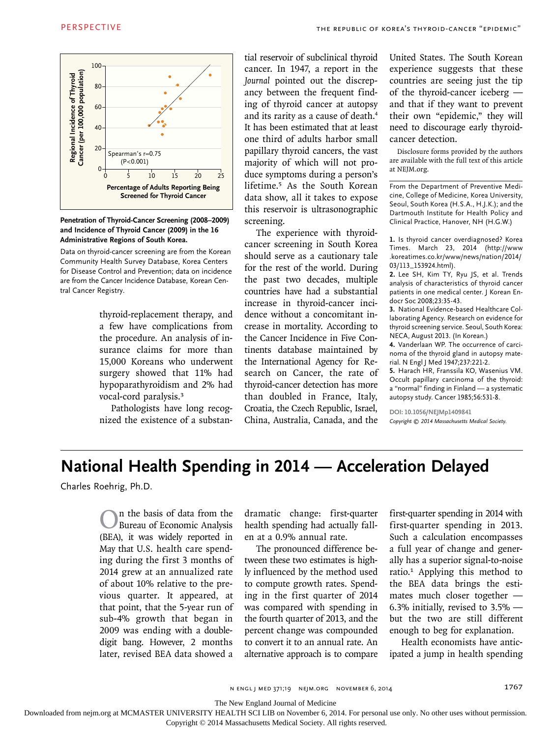100
80
60
40
20
0
0 5 10 15 20 25

Regional Incidence of Thyroid Cancer (per 100,000 population)

Percentage of Adults Reporting Being Screened for Thyroid Cancer

Spearman's r=0.75 (P<0.001)

**Penetration of Thyroid-Cancer Screening (2008–2009) and Incidence of Thyroid Cancer (2009) in the 16 Administrative Regions of South Korea.**

Data on thyroid-cancer screening are from the Korean Community Health Survey Database, Korea Centers for Disease Control and Prevention; data on incidence are from the Cancer Incidence Database, Korean Central Cancer Registry.

thyroid-replacement therapy, and a few have complications from the procedure. An analysis of insurance claims for more than 15,000 Koreans who underwent surgery showed that 11% had hypoparathyroidism and 2% had vocal-cord paralysis.[3]

Pathologists have long recognized the existence of a substantial reservoir of subclinical thyroid cancer. In 1947, a report in the *Journal* pointed out the discrepancy between the frequent finding of thyroid cancer at autopsy and its rarity as a cause of death.[4] It has been estimated that at least one third of adults harbor small papillary thyroid cancers, the vast majority of which will not produce symptoms during a person's lifetime.[5] As the South Korean data show, all it takes to expose this reservoir is ultrasonographic screening.

The experience with thyroid-cancer screening in South Korea should serve as a cautionary tale for the rest of the world. During the past two decades, multiple countries have had a substantial increase in thyroid-cancer incidence without a concomitant increase in mortality. According to the Cancer Incidence in Five Continents database maintained by the International Agency for Research on Cancer, the rate of thyroid-cancer detection has more than doubled in France, Italy, Croatia, the Czech Republic, Israel, China, Australia, Canada, and the United States. The South Korean experience suggests that these countries are seeing just the tip of the thyroid-cancer iceberg — and that if they want to prevent their own "epidemic," they will need to discourage early thyroid-cancer detection.

Disclosure forms provided by the authors are available with the full text of this article at NEJM.org.

From the Department of Preventive Medicine, College of Medicine, Korea University, Seoul, South Korea (H.S.A., H.J.K.); and the Dartmouth Institute for Health Policy and Clinical Practice, Hanover, NH (H.G.W.)

1. Is thyroid cancer overdiagnosed? Korea Times. March 23, 2014 (http://www.koreatimes.co.kr/www/news/nation/2014/03/113_153924.html).
2. Lee SH, Kim TY, Ryu JS, et al. Trends analysis of characteristics of thyroid cancer patients in one medical center. J Korean Endocr Soc 2008;23:35-43.
3. National Evidence-based Healthcare Collaborating Agency. Research on evidence for thyroid screening service. Seoul, South Korea: NECA, August 2013. (In Korean.)
4. Vanderlaan WP. The occurrence of carcinoma of the thyroid gland in autopsy material. N Engl J Med 1947;237:221-2.
5. Harach HR, Franssila KO, Wasenius VM. Occult papillary carcinoma of the thyroid: a "normal" finding in Finland — a systematic autopsy study. Cancer 1985;56:531-8.

DOI: 10.1056/NEJMp1409841
*Copyright © 2014 Massachusetts Medical Society.*

# National Health Spending in 2014 — Acceleration Delayed

Charles Roehrig, Ph.D.

On the basis of data from the Bureau of Economic Analysis (BEA), it was widely reported in May that U.S. health care spending during the first 3 months of 2014 grew at an annualized rate of about 10% relative to the previous quarter. It appeared, at that point, that the 5-year run of sub-4% growth that began in 2009 was ending with a double-digit bang. However, 2 months later, revised BEA data showed a dramatic change: first-quarter health spending had actually fallen at a 0.9% annual rate.

The pronounced difference between these two estimates is highly influenced by the method used to compute growth rates. Spending in the first quarter of 2014 was compared with spending in the fourth quarter of 2013, and the percent change was compounded to convert it to an annual rate. An alternative approach is to compare first-quarter spending in 2014 with first-quarter spending in 2013. Such a calculation encompasses a full year of change and generally has a superior signal-to-noise ratio.[1] Applying this method to the BEA data brings the estimates much closer together — 6.3% initially, revised to 3.5% — but the two are still different enough to beg for explanation.

Health economists have anticipated a jump in health spending